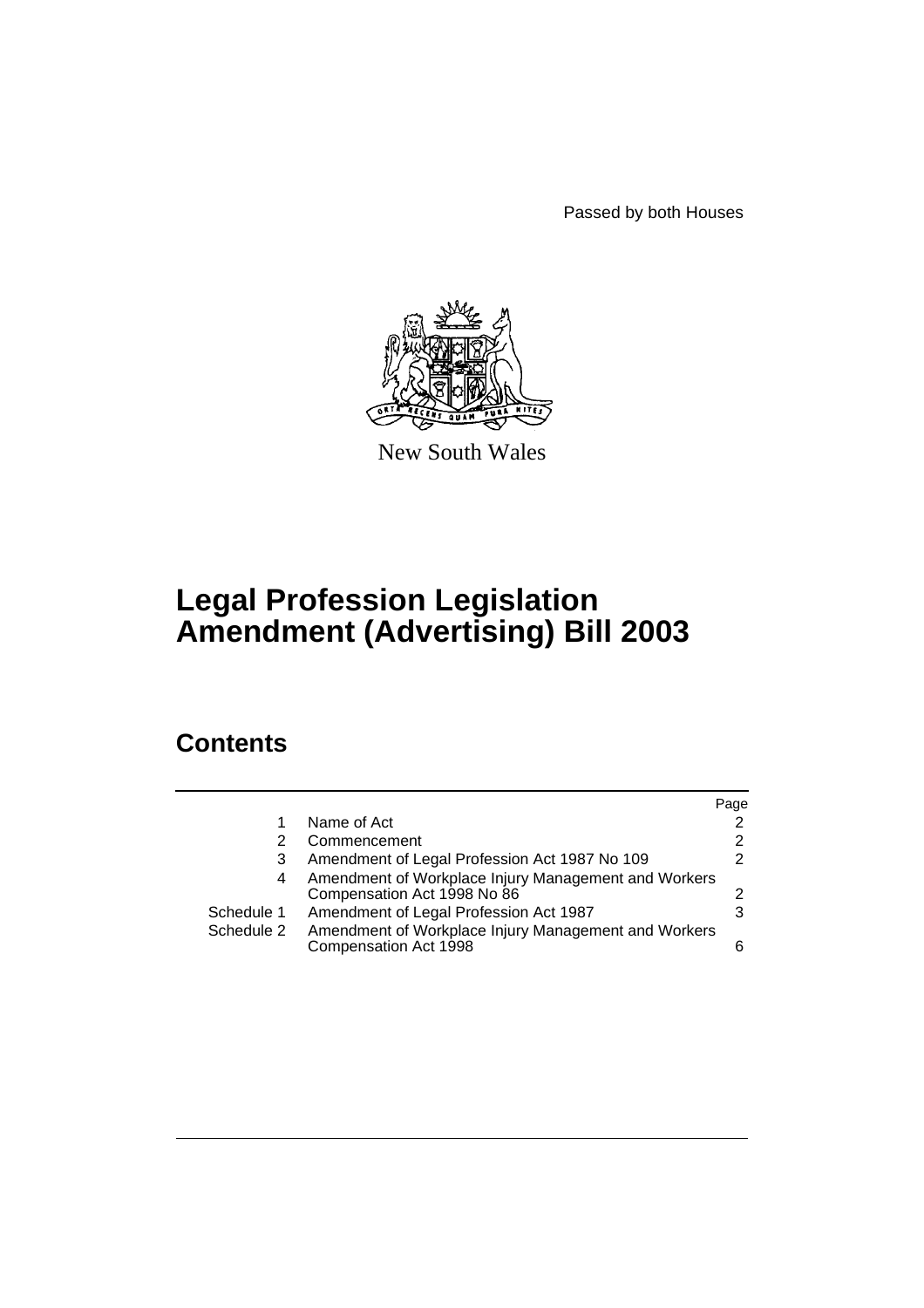Passed by both Houses

New South Wales

# Legal Profession Legislation Amendment (Advertising) Bill 2003

## Contents

| | | Page |
|---|---|---|
| 1 | Name of Act | 2 |
| 2 | Commencement | 2 |
| 3 | Amendment of Legal Profession Act 1987 No 109 | 2 |
| 4 | Amendment of Workplace Injury Management and Workers Compensation Act 1998 No 86 | 2 |
| Schedule 1 | Amendment of Legal Profession Act 1987 | 3 |
| Schedule 2 | Amendment of Workplace Injury Management and Workers Compensation Act 1998 | 6 |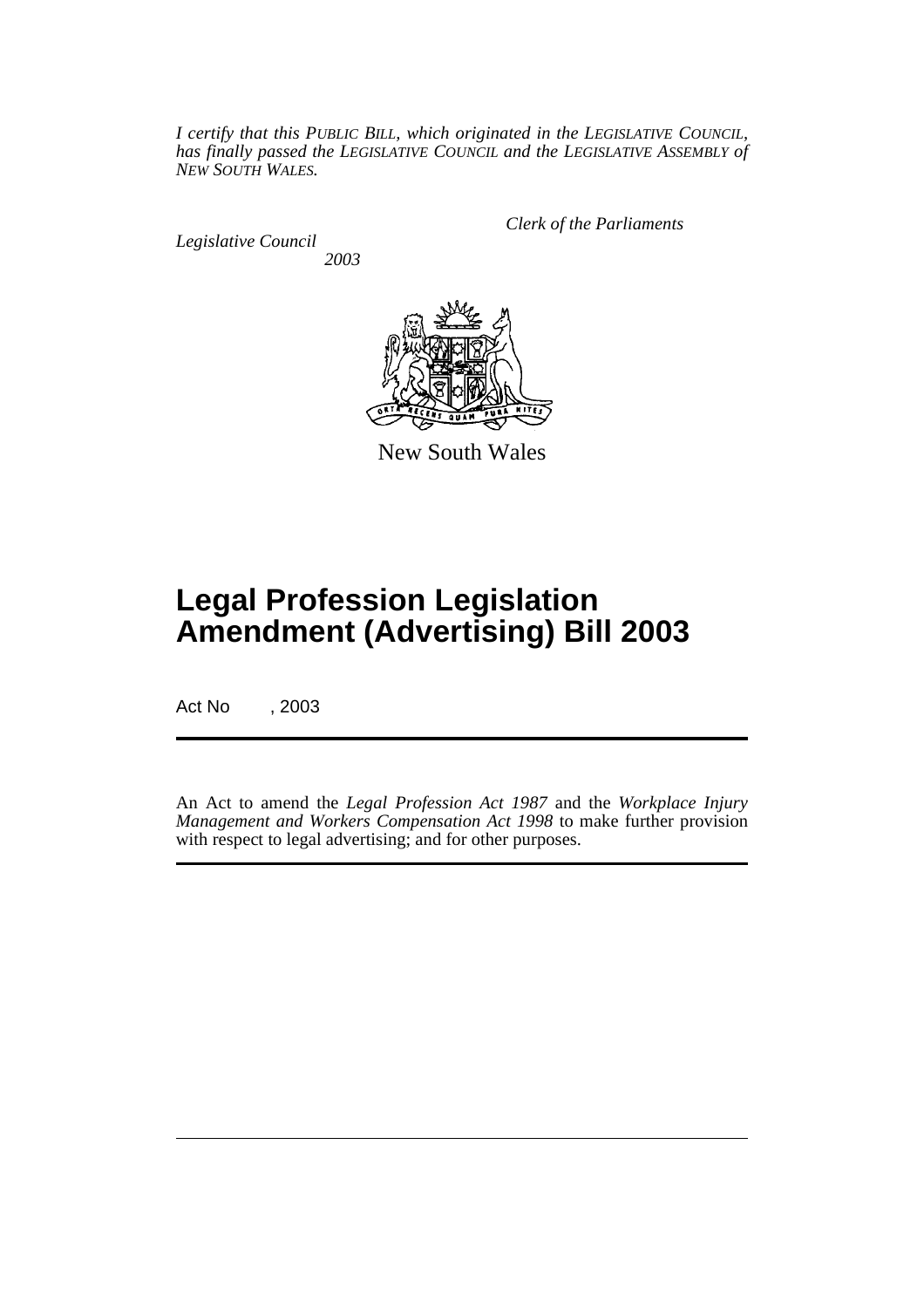*I certify that this PUBLIC BILL, which originated in the LEGISLATIVE COUNCIL, has finally passed the LEGISLATIVE COUNCIL and the LEGISLATIVE ASSEMBLY of NEW SOUTH WALES.*

*Clerk of the Parliaments*

*Legislative Council*
*2003*

New South Wales

# Legal Profession Legislation Amendment (Advertising) Bill 2003

Act No , 2003

An Act to amend the *Legal Profession Act 1987* and the *Workplace Injury Management and Workers Compensation Act 1998* to make further provision with respect to legal advertising; and for other purposes.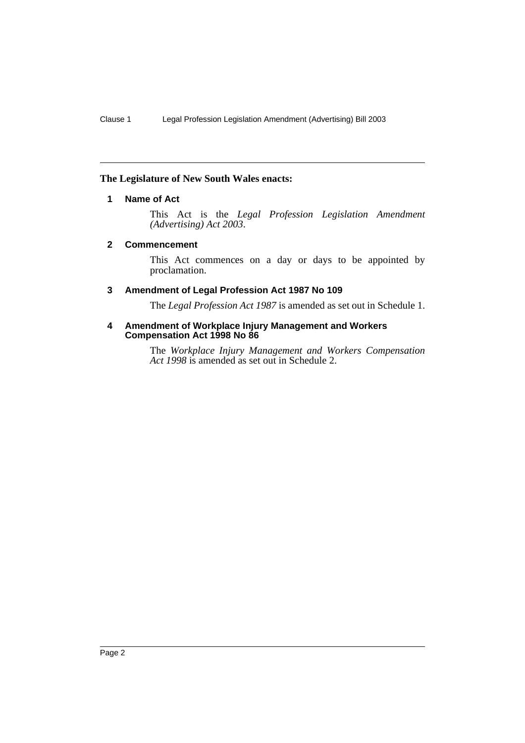**The Legislature of New South Wales enacts:**

### 1 Name of Act

This Act is the *Legal Profession Legislation Amendment (Advertising) Act 2003*.

### 2 Commencement

This Act commences on a day or days to be appointed by proclamation.

### 3 Amendment of Legal Profession Act 1987 No 109

The *Legal Profession Act 1987* is amended as set out in Schedule 1.

### 4 Amendment of Workplace Injury Management and Workers Compensation Act 1998 No 86

The *Workplace Injury Management and Workers Compensation Act 1998* is amended as set out in Schedule 2.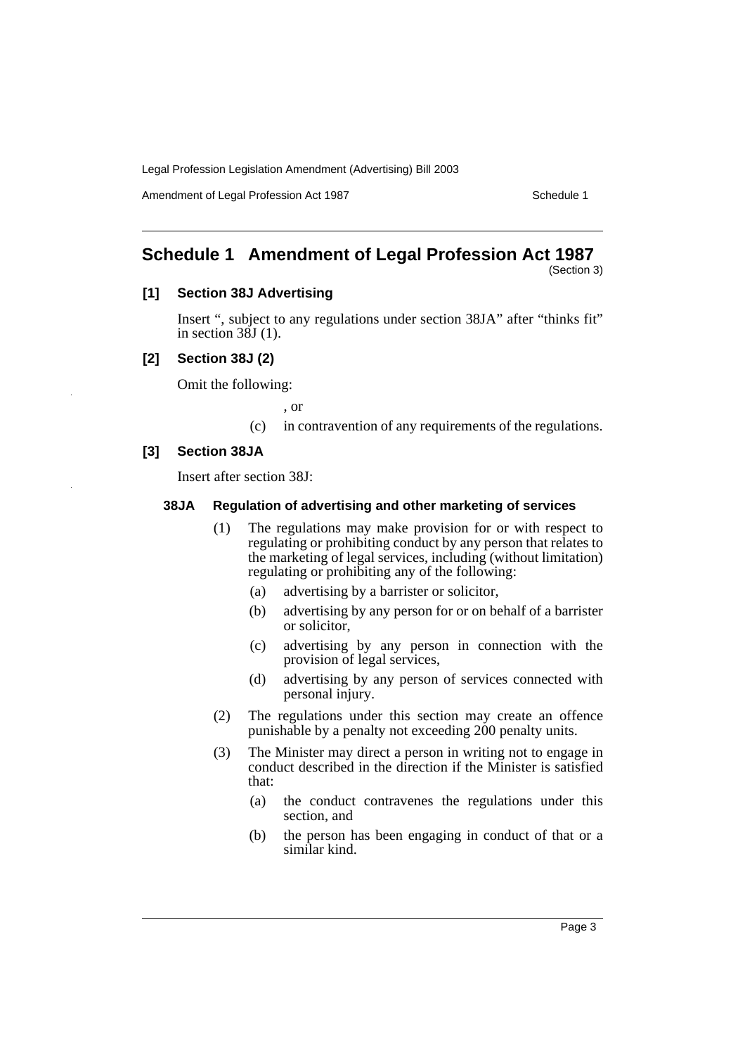# Schedule 1 Amendment of Legal Profession Act 1987

(Section 3)

## [1] Section 38J Advertising

Insert ", subject to any regulations under section 38JA" after "thinks fit" in section 38J (1).

## [2] Section 38J (2)

Omit the following:

, or

(c) in contravention of any requirements of the regulations.

## [3] Section 38JA

Insert after section 38J:

### 38JA Regulation of advertising and other marketing of services

(1) The regulations may make provision for or with respect to regulating or prohibiting conduct by any person that relates to the marketing of legal services, including (without limitation) regulating or prohibiting any of the following:

- (a) advertising by a barrister or solicitor,
- (b) advertising by any person for or on behalf of a barrister or solicitor,
- (c) advertising by any person in connection with the provision of legal services,
- (d) advertising by any person of services connected with personal injury.

(2) The regulations under this section may create an offence punishable by a penalty not exceeding 200 penalty units.

(3) The Minister may direct a person in writing not to engage in conduct described in the direction if the Minister is satisfied that:

- (a) the conduct contravenes the regulations under this section, and
- (b) the person has been engaging in conduct of that or a similar kind.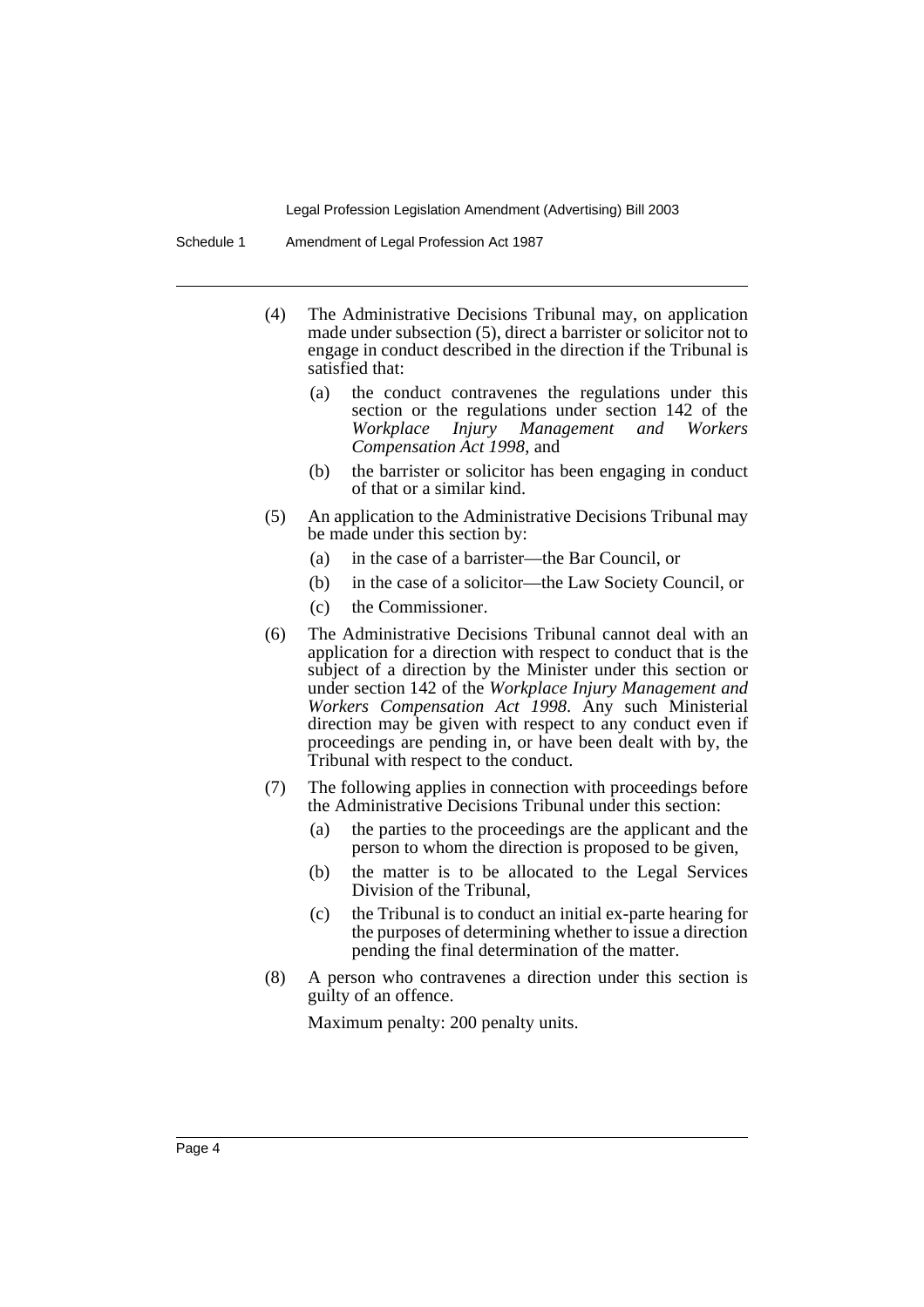(4) The Administrative Decisions Tribunal may, on application made under subsection (5), direct a barrister or solicitor not to engage in conduct described in the direction if the Tribunal is satisfied that:

   (a) the conduct contravenes the regulations under this section or the regulations under section 142 of the *Workplace Injury Management and Workers Compensation Act 1998*, and

   (b) the barrister or solicitor has been engaging in conduct of that or a similar kind.

(5) An application to the Administrative Decisions Tribunal may be made under this section by:

   (a) in the case of a barrister—the Bar Council, or

   (b) in the case of a solicitor—the Law Society Council, or

   (c) the Commissioner.

(6) The Administrative Decisions Tribunal cannot deal with an application for a direction with respect to conduct that is the subject of a direction by the Minister under this section or under section 142 of the *Workplace Injury Management and Workers Compensation Act 1998*. Any such Ministerial direction may be given with respect to any conduct even if proceedings are pending in, or have been dealt with by, the Tribunal with respect to the conduct.

(7) The following applies in connection with proceedings before the Administrative Decisions Tribunal under this section:

   (a) the parties to the proceedings are the applicant and the person to whom the direction is proposed to be given,

   (b) the matter is to be allocated to the Legal Services Division of the Tribunal,

   (c) the Tribunal is to conduct an initial ex-parte hearing for the purposes of determining whether to issue a direction pending the final determination of the matter.

(8) A person who contravenes a direction under this section is guilty of an offence.

   Maximum penalty: 200 penalty units.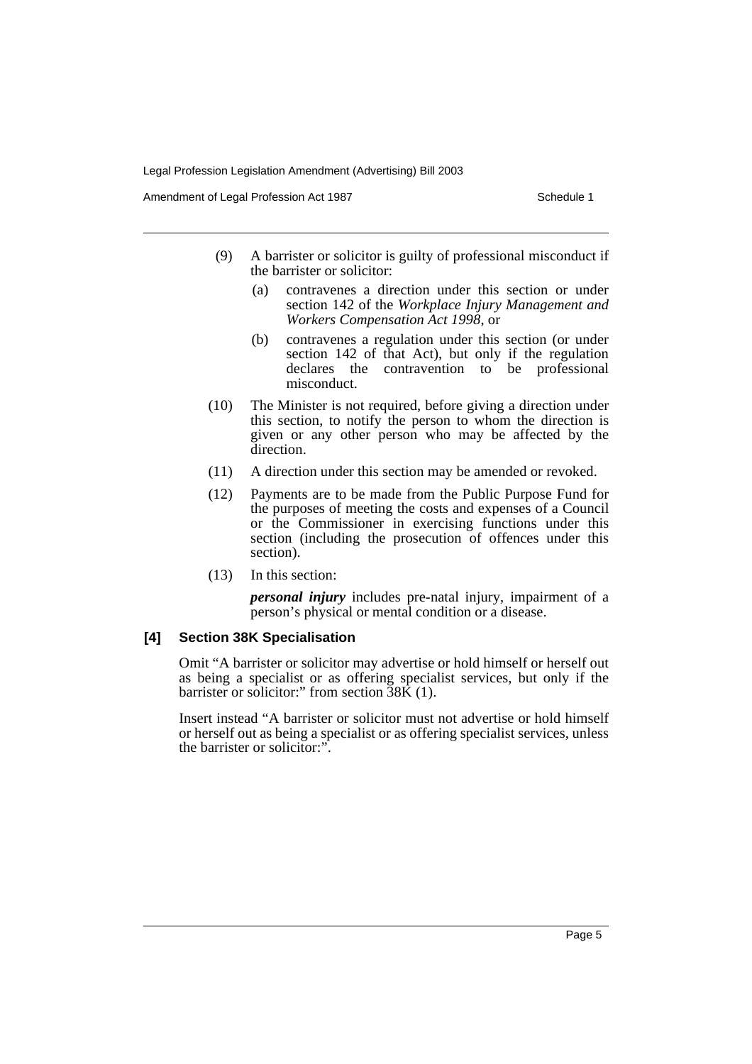(9) A barrister or solicitor is guilty of professional misconduct if the barrister or solicitor:

(a) contravenes a direction under this section or under section 142 of the *Workplace Injury Management and Workers Compensation Act 1998*, or

(b) contravenes a regulation under this section (or under section 142 of that Act), but only if the regulation declares the contravention to be professional misconduct.

(10) The Minister is not required, before giving a direction under this section, to notify the person to whom the direction is given or any other person who may be affected by the direction.

(11) A direction under this section may be amended or revoked.

(12) Payments are to be made from the Public Purpose Fund for the purposes of meeting the costs and expenses of a Council or the Commissioner in exercising functions under this section (including the prosecution of offences under this section).

(13) In this section:

***personal injury*** includes pre-natal injury, impairment of a person's physical or mental condition or a disease.

### [4] Section 38K Specialisation

Omit "A barrister or solicitor may advertise or hold himself or herself out as being a specialist or as offering specialist services, but only if the barrister or solicitor:" from section 38K (1).

Insert instead "A barrister or solicitor must not advertise or hold himself or herself out as being a specialist or as offering specialist services, unless the barrister or solicitor:".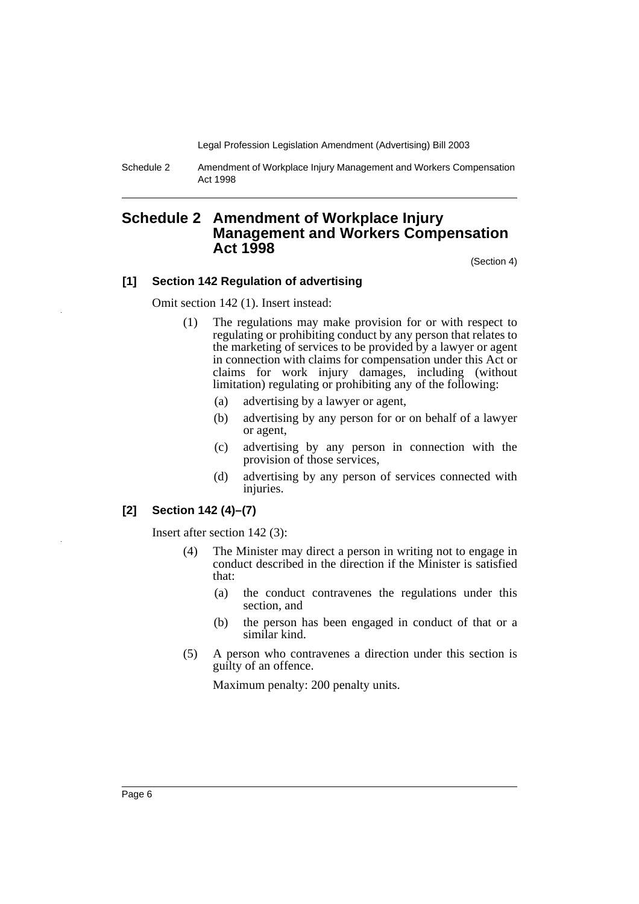# Schedule 2 Amendment of Workplace Injury Management and Workers Compensation Act 1998

(Section 4)

### [1] Section 142 Regulation of advertising

Omit section 142 (1). Insert instead:

(1) The regulations may make provision for or with respect to regulating or prohibiting conduct by any person that relates to the marketing of services to be provided by a lawyer or agent in connection with claims for compensation under this Act or claims for work injury damages, including (without limitation) regulating or prohibiting any of the following:

- (a) advertising by a lawyer or agent,
- (b) advertising by any person for or on behalf of a lawyer or agent,
- (c) advertising by any person in connection with the provision of those services,
- (d) advertising by any person of services connected with injuries.

### [2] Section 142 (4)–(7)

Insert after section 142 (3):

(4) The Minister may direct a person in writing not to engage in conduct described in the direction if the Minister is satisfied that:

- (a) the conduct contravenes the regulations under this section, and
- (b) the person has been engaged in conduct of that or a similar kind.

(5) A person who contravenes a direction under this section is guilty of an offence.

Maximum penalty: 200 penalty units.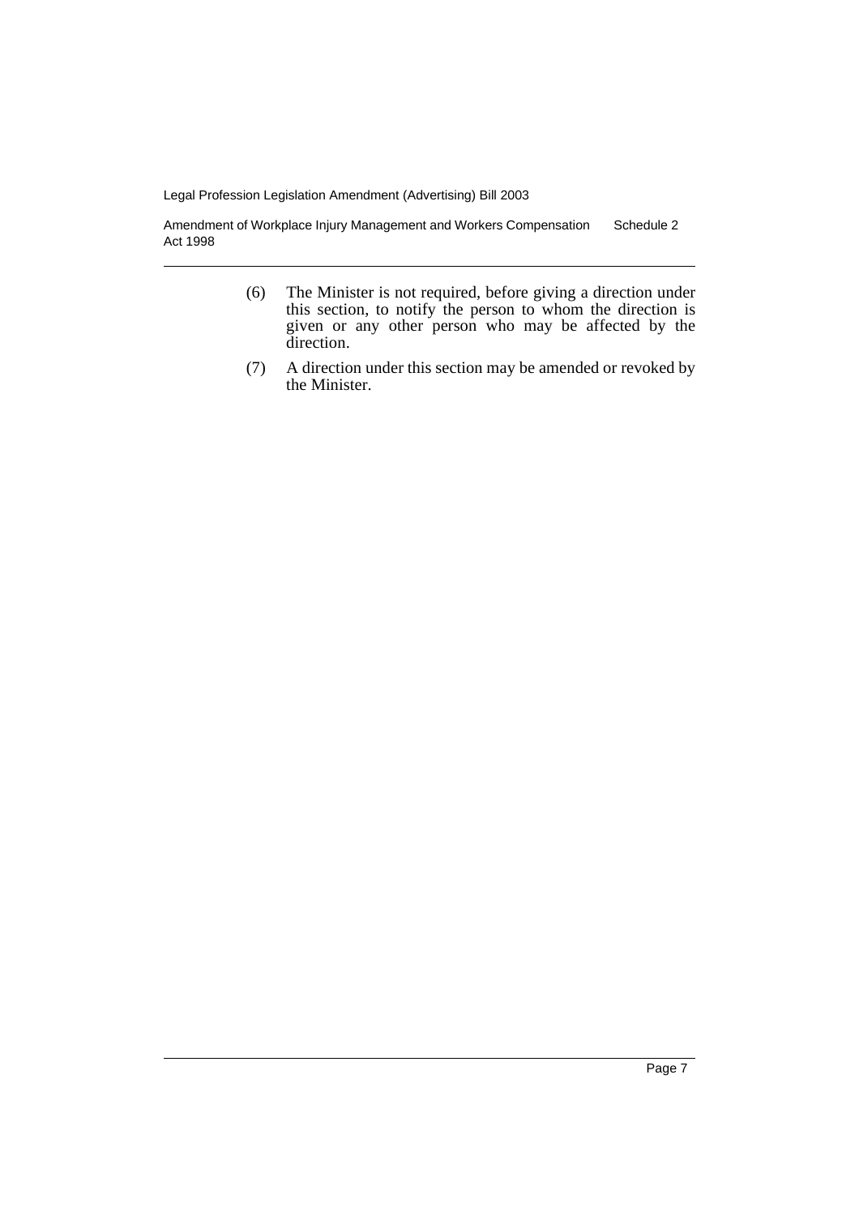(6) The Minister is not required, before giving a direction under this section, to notify the person to whom the direction is given or any other person who may be affected by the direction.

(7) A direction under this section may be amended or revoked by the Minister.